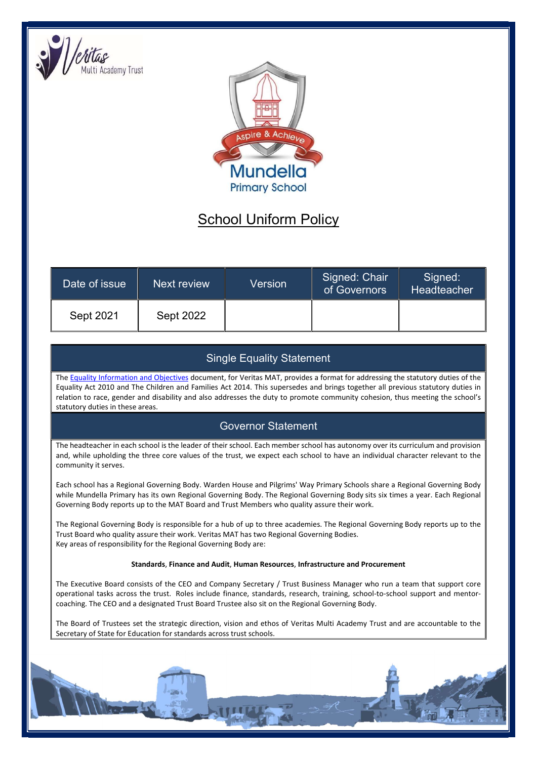Veritas Multi Academy Trust

Aspire & Achieve

Mundella Primary School

# School Uniform Policy

| Date of issue | Next review | Version | Signed: Chair of Governors | Signed: Headteacher |
|---|---|---|---|---|
| Sept 2021 | Sept 2022 | | | |

## Single Equality Statement

The Equality Information and Objectives document, for Veritas MAT, provides a format for addressing the statutory duties of the Equality Act 2010 and The Children and Families Act 2014. This supersedes and brings together all previous statutory duties in relation to race, gender and disability and also addresses the duty to promote community cohesion, thus meeting the school's statutory duties in these areas.

## Governor Statement

The headteacher in each school is the leader of their school. Each member school has autonomy over its curriculum and provision and, while upholding the three core values of the trust, we expect each school to have an individual character relevant to the community it serves.

Each school has a Regional Governing Body. Warden House and Pilgrims' Way Primary Schools share a Regional Governing Body while Mundella Primary has its own Regional Governing Body. The Regional Governing Body sits six times a year. Each Regional Governing Body reports up to the MAT Board and Trust Members who quality assure their work.

The Regional Governing Body is responsible for a hub of up to three academies. The Regional Governing Body reports up to the Trust Board who quality assure their work. Veritas MAT has two Regional Governing Bodies.
Key areas of responsibility for the Regional Governing Body are:

**Standards**, **Finance and Audit**, **Human Resources**, **Infrastructure and Procurement**

The Executive Board consists of the CEO and Company Secretary / Trust Business Manager who run a team that support core operational tasks across the trust. Roles include finance, standards, research, training, school-to-school support and mentor-coaching. The CEO and a designated Trust Board Trustee also sit on the Regional Governing Body.

The Board of Trustees set the strategic direction, vision and ethos of Veritas Multi Academy Trust and are accountable to the Secretary of State for Education for standards across trust schools.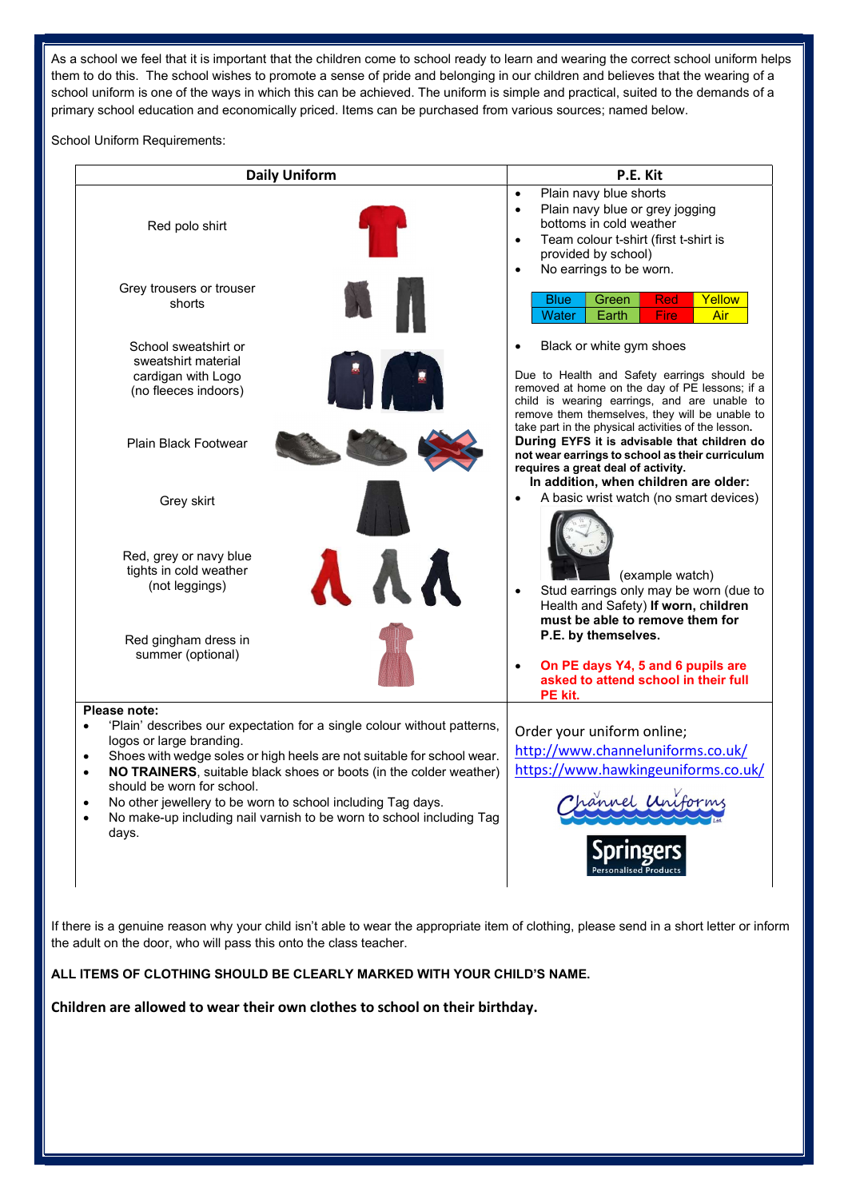As a school we feel that it is important that the children come to school ready to learn and wearing the correct school uniform helps them to do this. The school wishes to promote a sense of pride and belonging in our children and believes that the wearing of a school uniform is one of the ways in which this can be achieved. The uniform is simple and practical, suited to the demands of a primary school education and economically priced. Items can be purchased from various sources; named below.

School Uniform Requirements:

| Daily Uniform | P.E. Kit |
|---|---|
| Red polo shirt<br><br>Grey trousers or trouser shorts<br><br>School sweatshirt or sweatshirt material cardigan with Logo (no fleeces indoors)<br><br>Plain Black Footwear<br><br>Grey skirt<br><br>Red, grey or navy blue tights in cold weather (not leggings)<br><br>Red gingham dress in summer (optional) | • Plain navy blue shorts<br>• Plain navy blue or grey jogging bottoms in cold weather<br>• Team colour t-shirt (first t-shirt is provided by school)<br>• No earrings to be worn.<br><br>Blue Water / Green Earth / Red Fire / Yellow Air<br><br>• Black or white gym shoes<br><br>Due to Health and Safety earrings should be removed at home on the day of PE lessons; if a child is wearing earrings, and are unable to remove them themselves, they will be unable to take part in the physical activities of the lesson. **During EYFS it is advisable that children do not wear earrings to school as their curriculum requires a great deal of activity.**<br>**In addition, when children are older:**<br>• A basic wrist watch (no smart devices)<br>(example watch)<br>• Stud earrings only may be worn (due to Health and Safety) **If worn, children must be able to remove them for P.E. by themselves.**<br><br>• **On PE days Y4, 5 and 6 pupils are asked to attend school in their full PE kit.** |
| **Please note:**<br>• 'Plain' describes our expectation for a single colour without patterns, logos or large branding.<br>• Shoes with wedge soles or high heels are not suitable for school wear.<br>• **NO TRAINERS**, suitable black shoes or boots (in the colder weather) should be worn for school.<br>• No other jewellery to be worn to school including Tag days.<br>• No make-up including nail varnish to be worn to school including Tag days. | Order your uniform online;<br>http://www.channeluniforms.co.uk/<br>https://www.hawkingeuniforms.co.uk/<br><br>Channel Uniforms<br>Springers Personalised Products |

If there is a genuine reason why your child isn't able to wear the appropriate item of clothing, please send in a short letter or inform the adult on the door, who will pass this onto the class teacher.

**ALL ITEMS OF CLOTHING SHOULD BE CLEARLY MARKED WITH YOUR CHILD'S NAME.**

**Children are allowed to wear their own clothes to school on their birthday.**